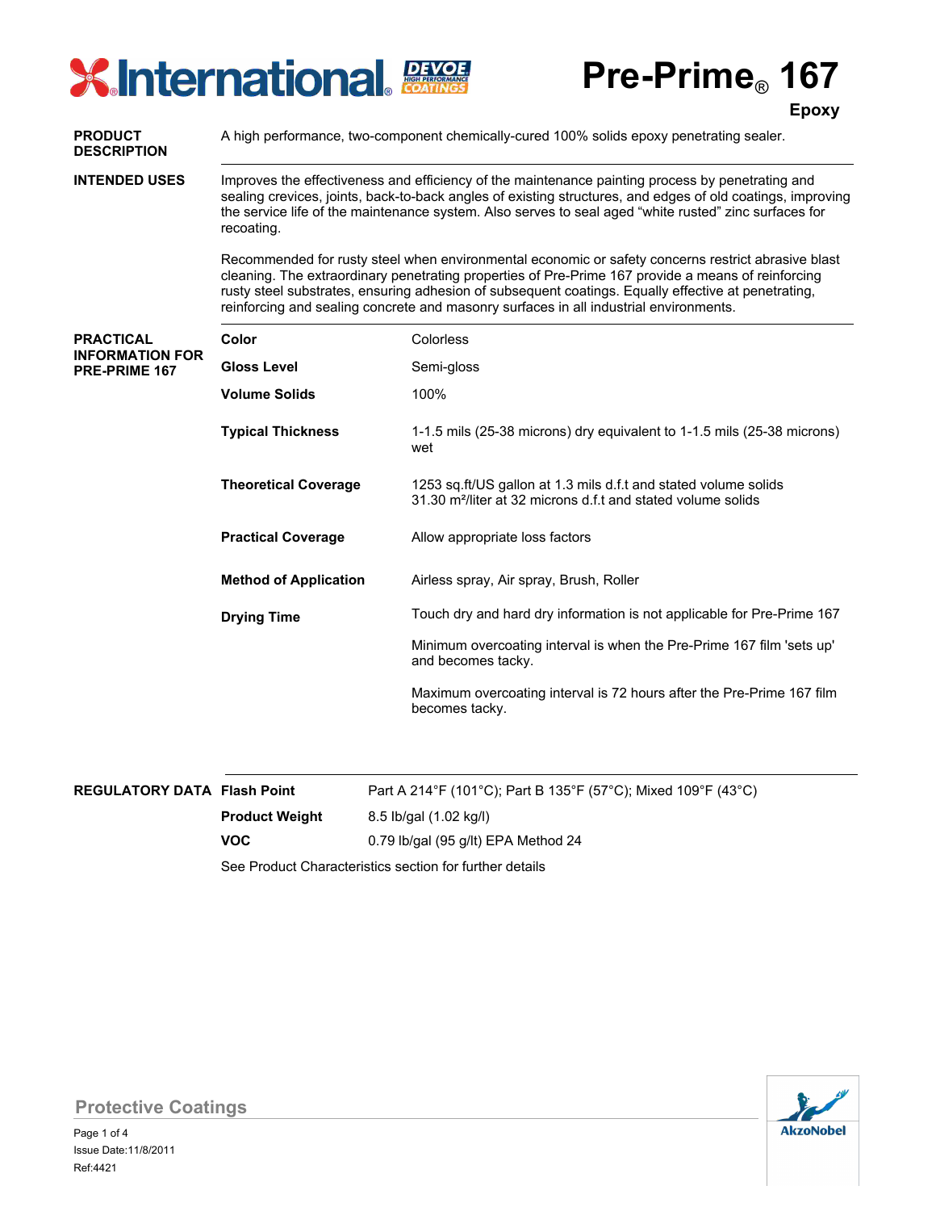# Pre-Prime® 167

**Epoxy**

**PRODUCT DESCRIPTION**

A high performance, two-component chemically-cured 100% solids epoxy penetrating sealer.

**INTENDED USES**

Improves the effectiveness and efficiency of the maintenance painting process by penetrating and sealing crevices, joints, back-to-back angles of existing structures, and edges of old coatings, improving the service life of the maintenance system. Also serves to seal aged "white rusted" zinc surfaces for recoating.

Recommended for rusty steel when environmental economic or safety concerns restrict abrasive blast cleaning. The extraordinary penetrating properties of Pre-Prime 167 provide a means of reinforcing rusty steel substrates, ensuring adhesion of subsequent coatings. Equally effective at penetrating, reinforcing and sealing concrete and masonry surfaces in all industrial environments.

**PRACTICAL INFORMATION FOR PRE-PRIME 167**

| | |
|---|---|
| **Color** | Colorless |
| **Gloss Level** | Semi-gloss |
| **Volume Solids** | 100% |
| **Typical Thickness** | 1-1.5 mils (25-38 microns) dry equivalent to 1-1.5 mils (25-38 microns) wet |
| **Theoretical Coverage** | 1253 sq.ft/US gallon at 1.3 mils d.f.t and stated volume solids<br>31.30 m²/liter at 32 microns d.f.t and stated volume solids |
| **Practical Coverage** | Allow appropriate loss factors |
| **Method of Application** | Airless spray, Air spray, Brush, Roller |
| **Drying Time** | Touch dry and hard dry information is not applicable for Pre-Prime 167<br><br>Minimum overcoating interval is when the Pre-Prime 167 film 'sets up' and becomes tacky.<br><br>Maximum overcoating interval is 72 hours after the Pre-Prime 167 film becomes tacky. |

**REGULATORY DATA**

| | |
|---|---|
| **Flash Point** | Part A 214°F (101°C); Part B 135°F (57°C); Mixed 109°F (43°C) |
| **Product Weight** | 8.5 lb/gal (1.02 kg/l) |
| **VOC** | 0.79 lb/gal (95 g/lt) EPA Method 24 |

See Product Characteristics section for further details

Protective Coatings

Issue Date:11/8/2011

Ref:4421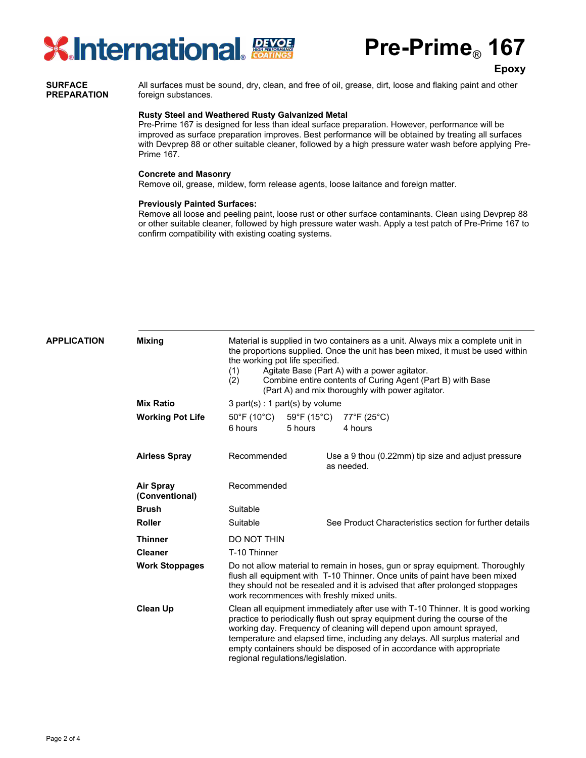# Pre-Prime® 167

**Epoxy**

## SURFACE PREPARATION

All surfaces must be sound, dry, clean, and free of oil, grease, dirt, loose and flaking paint and other foreign substances.

**Rusty Steel and Weathered Rusty Galvanized Metal**
Pre-Prime 167 is designed for less than ideal surface preparation. However, performance will be improved as surface preparation improves. Best performance will be obtained by treating all surfaces with Devprep 88 or other suitable cleaner, followed by a high pressure water wash before applying Pre-Prime 167.

**Concrete and Masonry**
Remove oil, grease, mildew, form release agents, loose laitance and foreign matter.

**Previously Painted Surfaces:**
Remove all loose and peeling paint, loose rust or other surface contaminants. Clean using Devprep 88 or other suitable cleaner, followed by high pressure water wash. Apply a test patch of Pre-Prime 167 to confirm compatibility with existing coating systems.

## APPLICATION

**Mixing**

Material is supplied in two containers as a unit. Always mix a complete unit in the proportions supplied. Once the unit has been mixed, it must be used within the working pot life specified.

(1) Agitate Base (Part A) with a power agitator.
(2) Combine entire contents of Curing Agent (Part B) with Base (Part A) and mix thoroughly with power agitator.

**Mix Ratio**

3 part(s) : 1 part(s) by volume

**Working Pot Life**

| 50°F (10°C) | 59°F (15°C) | 77°F (25°C) |
|---|---|---|
| 6 hours | 5 hours | 4 hours |

| | | |
|---|---|---|
| **Airless Spray** | Recommended | Use a 9 thou (0.22mm) tip size and adjust pressure as needed. |
| **Air Spray (Conventional)** | Recommended | |
| **Brush** | Suitable | |
| **Roller** | Suitable | See Product Characteristics section for further details |
| **Thinner** | DO NOT THIN | |
| **Cleaner** | T-10 Thinner | |

**Work Stoppages**

Do not allow material to remain in hoses, gun or spray equipment. Thoroughly flush all equipment with T-10 Thinner. Once units of paint have been mixed they should not be resealed and it is advised that after prolonged stoppages work recommences with freshly mixed units.

**Clean Up**

Clean all equipment immediately after use with T-10 Thinner. It is good working practice to periodically flush out spray equipment during the course of the working day. Frequency of cleaning will depend upon amount sprayed, temperature and elapsed time, including any delays. All surplus material and empty containers should be disposed of in accordance with appropriate regional regulations/legislation.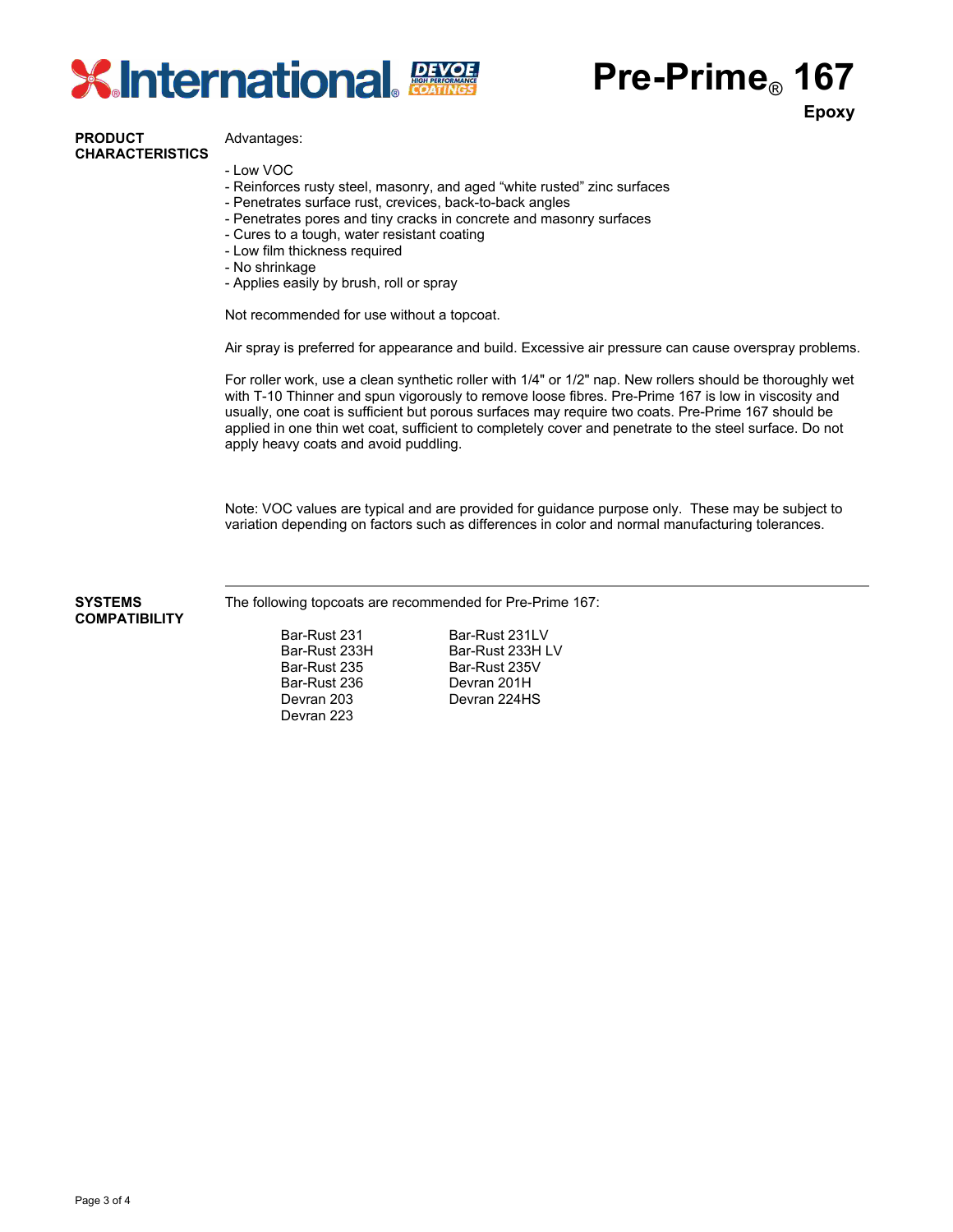# Pre-Prime® 167

**Epoxy**

## PRODUCT CHARACTERISTICS

Advantages:

- Low VOC
- Reinforces rusty steel, masonry, and aged “white rusted” zinc surfaces
- Penetrates surface rust, crevices, back-to-back angles
- Penetrates pores and tiny cracks in concrete and masonry surfaces
- Cures to a tough, water resistant coating
- Low film thickness required
- No shrinkage
- Applies easily by brush, roll or spray

Not recommended for use without a topcoat.

Air spray is preferred for appearance and build. Excessive air pressure can cause overspray problems.

For roller work, use a clean synthetic roller with 1/4" or 1/2" nap. New rollers should be thoroughly wet with T-10 Thinner and spun vigorously to remove loose fibres. Pre-Prime 167 is low in viscosity and usually, one coat is sufficient but porous surfaces may require two coats. Pre-Prime 167 should be applied in one thin wet coat, sufficient to completely cover and penetrate to the steel surface. Do not apply heavy coats and avoid puddling.

Note: VOC values are typical and are provided for guidance purpose only. These may be subject to variation depending on factors such as differences in color and normal manufacturing tolerances.

## SYSTEMS COMPATIBILITY

The following topcoats are recommended for Pre-Prime 167:

- Bar-Rust 231
- Bar-Rust 233H
- Bar-Rust 235
- Bar-Rust 236
- Devran 203
- Devran 223
- Bar-Rust 231LV
- Bar-Rust 233H LV
- Bar-Rust 235V
- Devran 201H
- Devran 224HS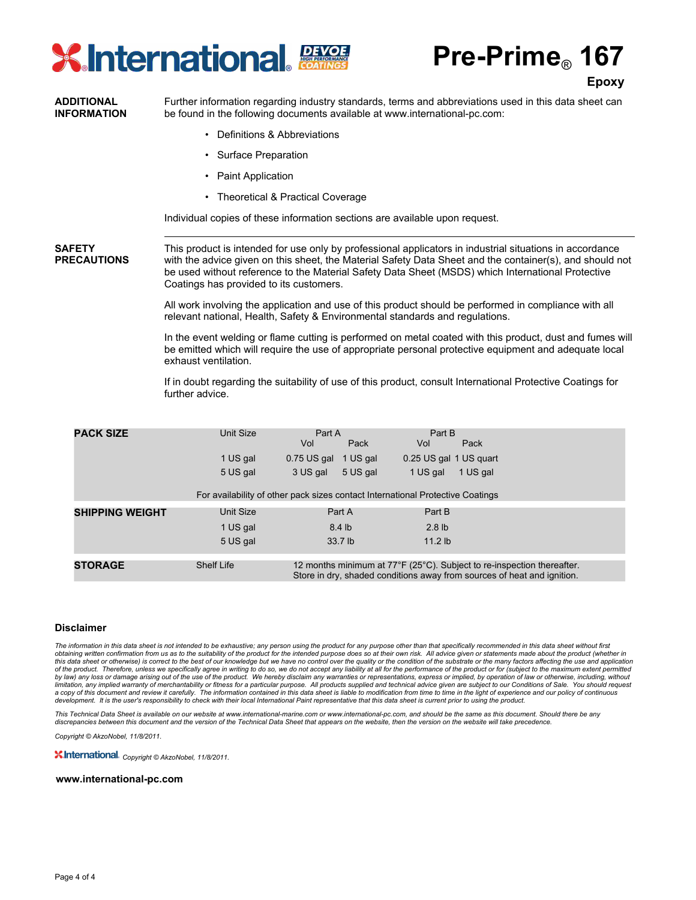# Pre-Prime® 167

**Epoxy**

**ADDITIONAL INFORMATION**

Further information regarding industry standards, terms and abbreviations used in this data sheet can be found in the following documents available at www.international-pc.com:

- Definitions & Abbreviations
- Surface Preparation
- Paint Application
- Theoretical & Practical Coverage

Individual copies of these information sections are available upon request.

**SAFETY PRECAUTIONS**

This product is intended for use only by professional applicators in industrial situations in accordance with the advice given on this sheet, the Material Safety Data Sheet and the container(s), and should not be used without reference to the Material Safety Data Sheet (MSDS) which International Protective Coatings has provided to its customers.

All work involving the application and use of this product should be performed in compliance with all relevant national, Health, Safety & Environmental standards and regulations.

In the event welding or flame cutting is performed on metal coated with this product, dust and fumes will be emitted which will require the use of appropriate personal protective equipment and adequate local exhaust ventilation.

If in doubt regarding the suitability of use of this product, consult International Protective Coatings for further advice.

**PACK SIZE**

| Unit Size | Part A | | Part B | |
|---|---|---|---|---|
| | Vol | Pack | Vol | Pack |
| 1 US gal | 0.75 US gal | 1 US gal | 0.25 US gal | 1 US quart |
| 5 US gal | 3 US gal | 5 US gal | 1 US gal | 1 US gal |

For availability of other pack sizes contact International Protective Coatings

**SHIPPING WEIGHT**

| Unit Size | Part A | Part B |
|---|---|---|
| 1 US gal | 8.4 lb | 2.8 lb |
| 5 US gal | 33.7 lb | 11.2 lb |

**STORAGE**

| | |
|---|---|
| Shelf Life | 12 months minimum at 77°F (25°C). Subject to re-inspection thereafter. Store in dry, shaded conditions away from sources of heat and ignition. |

## Disclaimer

*The information in this data sheet is not intended to be exhaustive; any person using the product for any purpose other than that specifically recommended in this data sheet without first obtaining written confirmation from us as to the suitability of the product for the intended purpose does so at their own risk. All advice given or statements made about the product (whether in this data sheet or otherwise) is correct to the best of our knowledge but we have no control over the quality or the condition of the substrate or the many factors affecting the use and application of the product. Therefore, unless we specifically agree in writing to do so, we do not accept any liability at all for the performance of the product or for (subject to the maximum extent permitted by law) any loss or damage arising out of the use of the product. We hereby disclaim any warranties or representations, express or implied, by operation of law or otherwise, including, without limitation, any implied warranty of merchantability or fitness for a particular purpose. All products supplied and technical advice given are subject to our Conditions of Sale. You should request a copy of this document and review it carefully. The information contained in this data sheet is liable to modification from time to time in the light of experience and our policy of continuous development. It is the user's responsibility to check with their local International Paint representative that this data sheet is current prior to using the product.*

*This Technical Data Sheet is available on our website at www.international-marine.com or www.international-pc.com, and should be the same as this document. Should there be any discrepancies between this document and the version of the Technical Data Sheet that appears on the website, then the version on the website will take precedence.*

*Copyright © AkzoNobel, 11/8/2011.*

International. *Copyright © AkzoNobel, 11/8/2011.*

**www.international-pc.com**